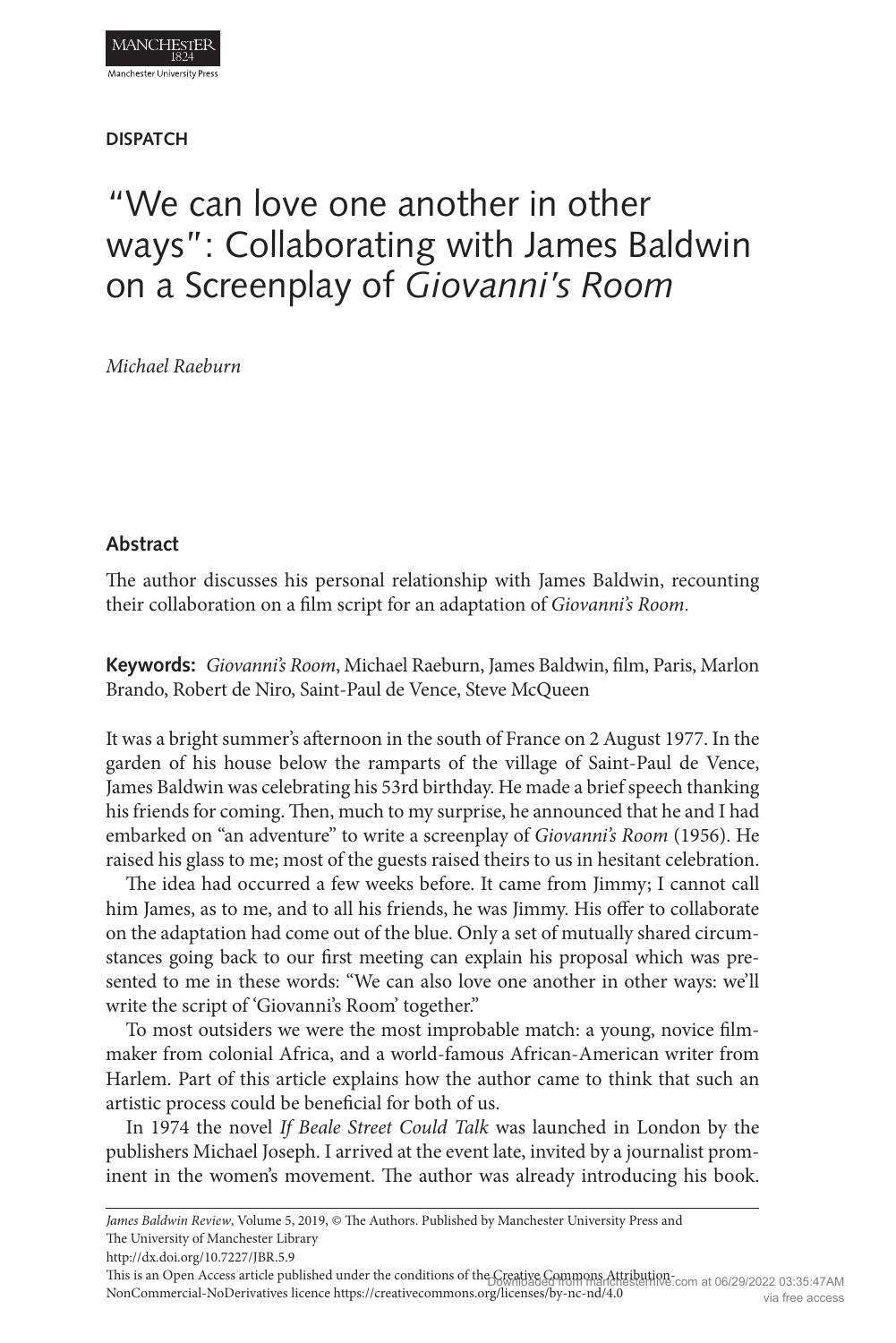**DISPATCH**

# "We can love one another in other ways": Collaborating with James Baldwin on a Screenplay of *Giovanni's Room*

*Michael Raeburn*

## Abstract

The author discusses his personal relationship with James Baldwin, recounting their collaboration on a film script for an adaptation of *Giovanni's Room*.

**Keywords:** *Giovanni's Room*, Michael Raeburn, James Baldwin, film, Paris, Marlon Brando, Robert de Niro, Saint-Paul de Vence, Steve McQueen

It was a bright summer's afternoon in the south of France on 2 August 1977. In the garden of his house below the ramparts of the village of Saint-Paul de Vence, James Baldwin was celebrating his 53rd birthday. He made a brief speech thanking his friends for coming. Then, much to my surprise, he announced that he and I had embarked on "an adventure" to write a screenplay of *Giovanni's Room* (1956). He raised his glass to me; most of the guests raised theirs to us in hesitant celebration.

The idea had occurred a few weeks before. It came from Jimmy; I cannot call him James, as to me, and to all his friends, he was Jimmy. His offer to collaborate on the adaptation had come out of the blue. Only a set of mutually shared circumstances going back to our first meeting can explain his proposal which was presented to me in these words: "We can also love one another in other ways: we'll write the script of 'Giovanni's Room' together."

To most outsiders we were the most improbable match: a young, novice filmmaker from colonial Africa, and a world-famous African-American writer from Harlem. Part of this article explains how the author came to think that such an artistic process could be beneficial for both of us.

In 1974 the novel *If Beale Street Could Talk* was launched in London by the publishers Michael Joseph. I arrived at the event late, invited by a journalist prominent in the women's movement. The author was already introducing his book.

*James Baldwin Review*, Volume 5, 2019, © The Authors. Published by Manchester University Press and The University of Manchester Library
http://dx.doi.org/10.7227/JBR.5.9
This is an Open Access article published under the conditions of the Creative Commons Attribution-NonCommercial-NoDerivatives licence https://creativecommons.org/licenses/by-nc-nd/4.0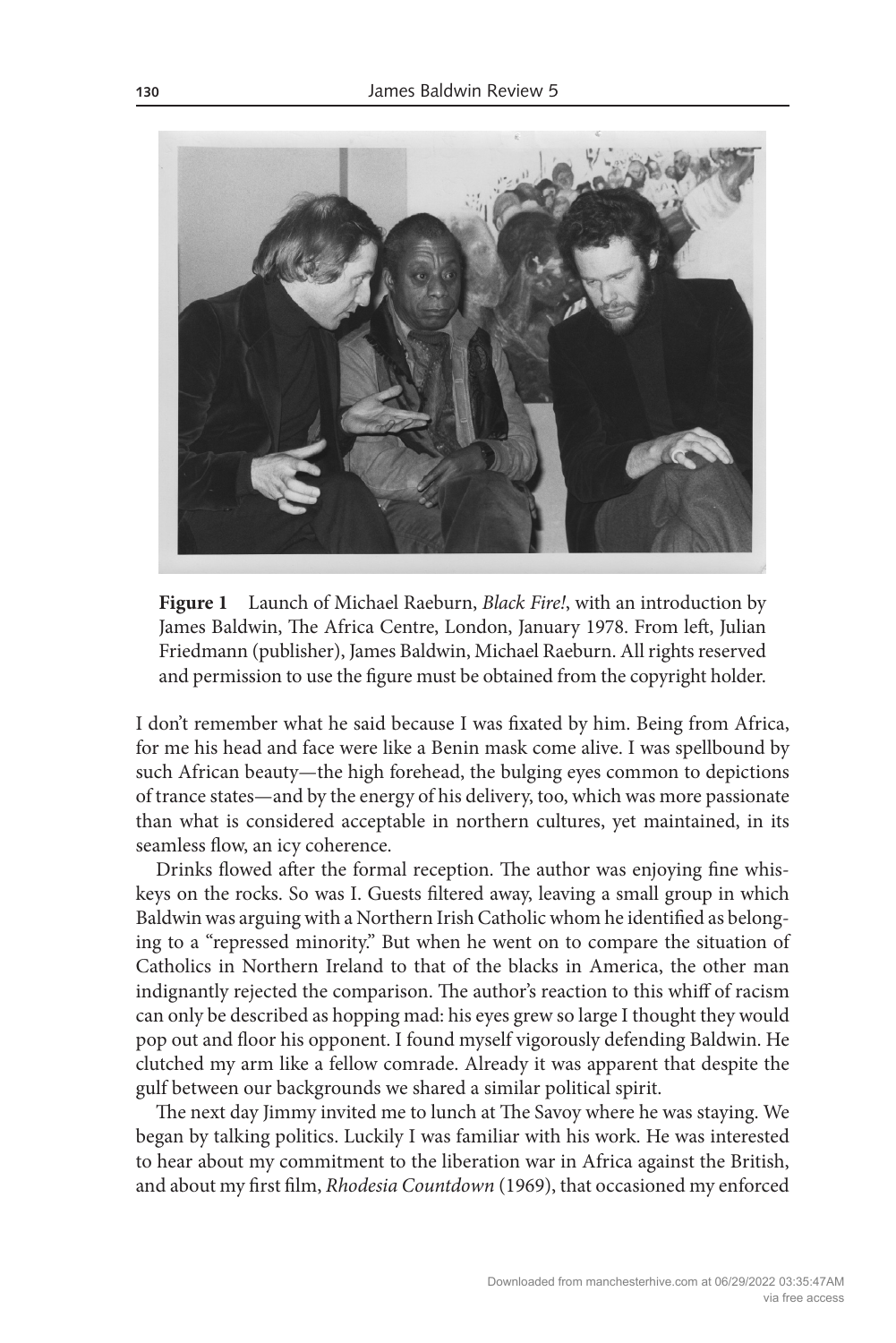**Figure 1** Launch of Michael Raeburn, *Black Fire!*, with an introduction by James Baldwin, The Africa Centre, London, January 1978. From left, Julian Friedmann (publisher), James Baldwin, Michael Raeburn. All rights reserved and permission to use the figure must be obtained from the copyright holder.

I don't remember what he said because I was fixated by him. Being from Africa, for me his head and face were like a Benin mask come alive. I was spellbound by such African beauty—the high forehead, the bulging eyes common to depictions of trance states—and by the energy of his delivery, too, which was more passionate than what is considered acceptable in northern cultures, yet maintained, in its seamless flow, an icy coherence.

Drinks flowed after the formal reception. The author was enjoying fine whiskeys on the rocks. So was I. Guests filtered away, leaving a small group in which Baldwin was arguing with a Northern Irish Catholic whom he identified as belonging to a "repressed minority." But when he went on to compare the situation of Catholics in Northern Ireland to that of the blacks in America, the other man indignantly rejected the comparison. The author's reaction to this whiff of racism can only be described as hopping mad: his eyes grew so large I thought they would pop out and floor his opponent. I found myself vigorously defending Baldwin. He clutched my arm like a fellow comrade. Already it was apparent that despite the gulf between our backgrounds we shared a similar political spirit.

The next day Jimmy invited me to lunch at The Savoy where he was staying. We began by talking politics. Luckily I was familiar with his work. He was interested to hear about my commitment to the liberation war in Africa against the British, and about my first film, *Rhodesia Countdown* (1969), that occasioned my enforced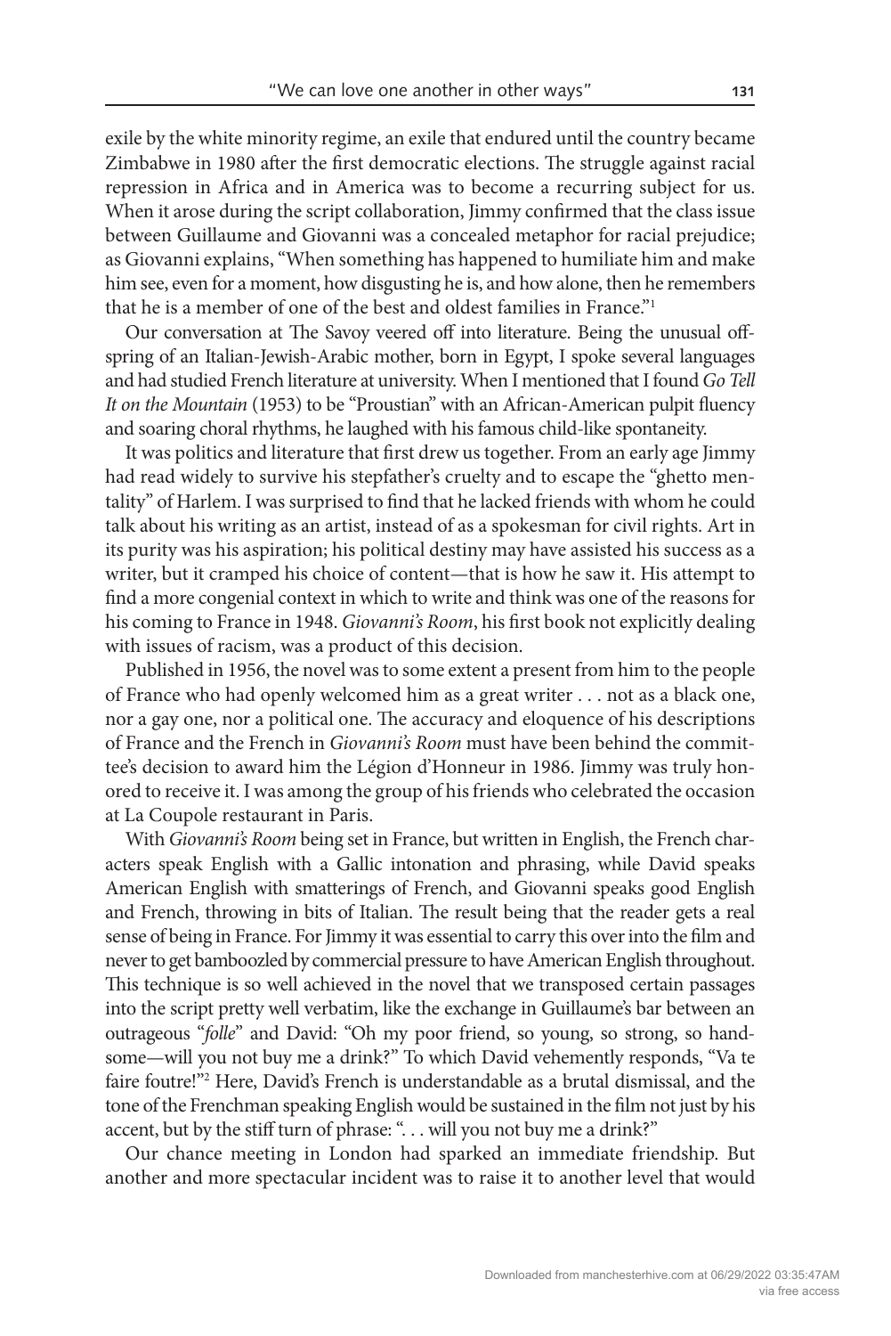exile by the white minority regime, an exile that endured until the country became Zimbabwe in 1980 after the first democratic elections. The struggle against racial repression in Africa and in America was to become a recurring subject for us. When it arose during the script collaboration, Jimmy confirmed that the class issue between Guillaume and Giovanni was a concealed metaphor for racial prejudice; as Giovanni explains, "When something has happened to humiliate him and make him see, even for a moment, how disgusting he is, and how alone, then he remembers that he is a member of one of the best and oldest families in France."[1]

Our conversation at The Savoy veered off into literature. Being the unusual offspring of an Italian-Jewish-Arabic mother, born in Egypt, I spoke several languages and had studied French literature at university. When I mentioned that I found *Go Tell It on the Mountain* (1953) to be "Proustian" with an African-American pulpit fluency and soaring choral rhythms, he laughed with his famous child-like spontaneity.

It was politics and literature that first drew us together. From an early age Jimmy had read widely to survive his stepfather's cruelty and to escape the "ghetto mentality" of Harlem. I was surprised to find that he lacked friends with whom he could talk about his writing as an artist, instead of as a spokesman for civil rights. Art in its purity was his aspiration; his political destiny may have assisted his success as a writer, but it cramped his choice of content—that is how he saw it. His attempt to find a more congenial context in which to write and think was one of the reasons for his coming to France in 1948. *Giovanni's Room*, his first book not explicitly dealing with issues of racism, was a product of this decision.

Published in 1956, the novel was to some extent a present from him to the people of France who had openly welcomed him as a great writer . . . not as a black one, nor a gay one, nor a political one. The accuracy and eloquence of his descriptions of France and the French in *Giovanni's Room* must have been behind the committee's decision to award him the Légion d'Honneur in 1986. Jimmy was truly honored to receive it. I was among the group of his friends who celebrated the occasion at La Coupole restaurant in Paris.

With *Giovanni's Room* being set in France, but written in English, the French characters speak English with a Gallic intonation and phrasing, while David speaks American English with smatterings of French, and Giovanni speaks good English and French, throwing in bits of Italian. The result being that the reader gets a real sense of being in France. For Jimmy it was essential to carry this over into the film and never to get bamboozled by commercial pressure to have American English throughout. This technique is so well achieved in the novel that we transposed certain passages into the script pretty well verbatim, like the exchange in Guillaume's bar between an outrageous "*folle*" and David: "Oh my poor friend, so young, so strong, so handsome—will you not buy me a drink?" To which David vehemently responds, "Va te faire foutre!"[2] Here, David's French is understandable as a brutal dismissal, and the tone of the Frenchman speaking English would be sustained in the film not just by his accent, but by the stiff turn of phrase: ". . . will you not buy me a drink?"

Our chance meeting in London had sparked an immediate friendship. But another and more spectacular incident was to raise it to another level that would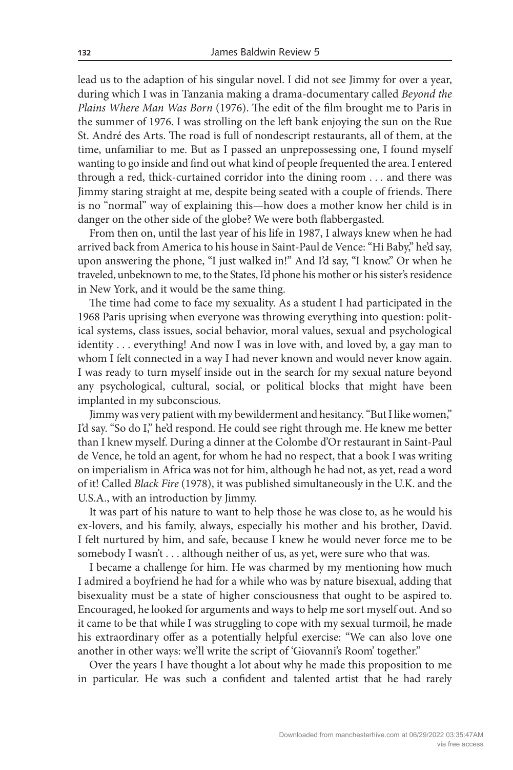lead us to the adaption of his singular novel. I did not see Jimmy for over a year, during which I was in Tanzania making a drama-documentary called *Beyond the Plains Where Man Was Born* (1976). The edit of the film brought me to Paris in the summer of 1976. I was strolling on the left bank enjoying the sun on the Rue St. André des Arts. The road is full of nondescript restaurants, all of them, at the time, unfamiliar to me. But as I passed an unprepossessing one, I found myself wanting to go inside and find out what kind of people frequented the area. I entered through a red, thick-curtained corridor into the dining room . . . and there was Jimmy staring straight at me, despite being seated with a couple of friends. There is no "normal" way of explaining this—how does a mother know her child is in danger on the other side of the globe? We were both flabbergasted.

From then on, until the last year of his life in 1987, I always knew when he had arrived back from America to his house in Saint-Paul de Vence: "Hi Baby," he'd say, upon answering the phone, "I just walked in!" And I'd say, "I know." Or when he traveled, unbeknown to me, to the States, I'd phone his mother or his sister's residence in New York, and it would be the same thing.

The time had come to face my sexuality. As a student I had participated in the 1968 Paris uprising when everyone was throwing everything into question: political systems, class issues, social behavior, moral values, sexual and psychological identity . . . everything! And now I was in love with, and loved by, a gay man to whom I felt connected in a way I had never known and would never know again. I was ready to turn myself inside out in the search for my sexual nature beyond any psychological, cultural, social, or political blocks that might have been implanted in my subconscious.

Jimmy was very patient with my bewilderment and hesitancy. "But I like women," I'd say. "So do I," he'd respond. He could see right through me. He knew me better than I knew myself. During a dinner at the Colombe d'Or restaurant in Saint-Paul de Vence, he told an agent, for whom he had no respect, that a book I was writing on imperialism in Africa was not for him, although he had not, as yet, read a word of it! Called *Black Fire* (1978), it was published simultaneously in the U.K. and the U.S.A., with an introduction by Jimmy.

It was part of his nature to want to help those he was close to, as he would his ex-lovers, and his family, always, especially his mother and his brother, David. I felt nurtured by him, and safe, because I knew he would never force me to be somebody I wasn't . . . although neither of us, as yet, were sure who that was.

I became a challenge for him. He was charmed by my mentioning how much I admired a boyfriend he had for a while who was by nature bisexual, adding that bisexuality must be a state of higher consciousness that ought to be aspired to. Encouraged, he looked for arguments and ways to help me sort myself out. And so it came to be that while I was struggling to cope with my sexual turmoil, he made his extraordinary offer as a potentially helpful exercise: "We can also love one another in other ways: we'll write the script of 'Giovanni's Room' together."

Over the years I have thought a lot about why he made this proposition to me in particular. He was such a confident and talented artist that he had rarely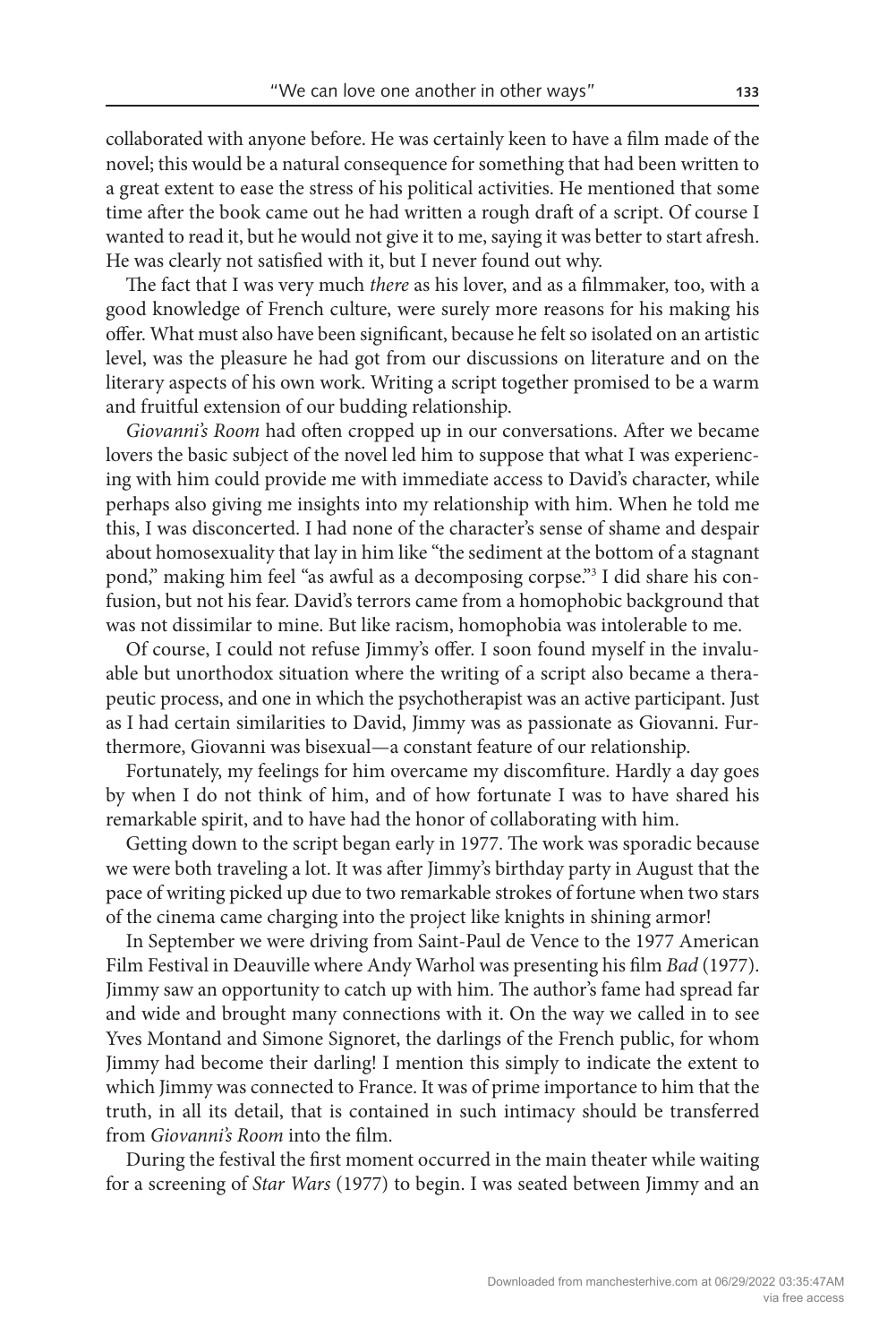collaborated with anyone before. He was certainly keen to have a film made of the novel; this would be a natural consequence for something that had been written to a great extent to ease the stress of his political activities. He mentioned that some time after the book came out he had written a rough draft of a script. Of course I wanted to read it, but he would not give it to me, saying it was better to start afresh. He was clearly not satisfied with it, but I never found out why.

The fact that I was very much *there* as his lover, and as a filmmaker, too, with a good knowledge of French culture, were surely more reasons for his making his offer. What must also have been significant, because he felt so isolated on an artistic level, was the pleasure he had got from our discussions on literature and on the literary aspects of his own work. Writing a script together promised to be a warm and fruitful extension of our budding relationship.

*Giovanni's Room* had often cropped up in our conversations. After we became lovers the basic subject of the novel led him to suppose that what I was experiencing with him could provide me with immediate access to David's character, while perhaps also giving me insights into my relationship with him. When he told me this, I was disconcerted. I had none of the character's sense of shame and despair about homosexuality that lay in him like "the sediment at the bottom of a stagnant pond," making him feel "as awful as a decomposing corpse."[3] I did share his confusion, but not his fear. David's terrors came from a homophobic background that was not dissimilar to mine. But like racism, homophobia was intolerable to me.

Of course, I could not refuse Jimmy's offer. I soon found myself in the invaluable but unorthodox situation where the writing of a script also became a therapeutic process, and one in which the psychotherapist was an active participant. Just as I had certain similarities to David, Jimmy was as passionate as Giovanni. Furthermore, Giovanni was bisexual—a constant feature of our relationship.

Fortunately, my feelings for him overcame my discomfiture. Hardly a day goes by when I do not think of him, and of how fortunate I was to have shared his remarkable spirit, and to have had the honor of collaborating with him.

Getting down to the script began early in 1977. The work was sporadic because we were both traveling a lot. It was after Jimmy's birthday party in August that the pace of writing picked up due to two remarkable strokes of fortune when two stars of the cinema came charging into the project like knights in shining armor!

In September we were driving from Saint-Paul de Vence to the 1977 American Film Festival in Deauville where Andy Warhol was presenting his film *Bad* (1977). Jimmy saw an opportunity to catch up with him. The author's fame had spread far and wide and brought many connections with it. On the way we called in to see Yves Montand and Simone Signoret, the darlings of the French public, for whom Jimmy had become their darling! I mention this simply to indicate the extent to which Jimmy was connected to France. It was of prime importance to him that the truth, in all its detail, that is contained in such intimacy should be transferred from *Giovanni's Room* into the film.

During the festival the first moment occurred in the main theater while waiting for a screening of *Star Wars* (1977) to begin. I was seated between Jimmy and an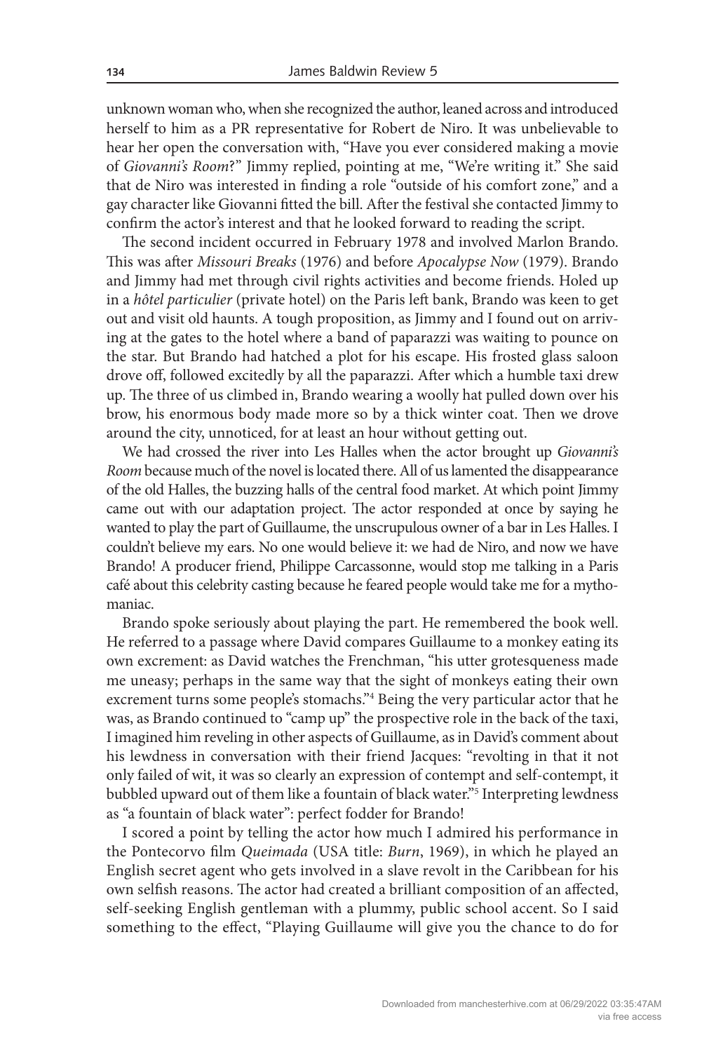unknown woman who, when she recognized the author, leaned across and introduced herself to him as a PR representative for Robert de Niro. It was unbelievable to hear her open the conversation with, "Have you ever considered making a movie of *Giovanni's Room*?" Jimmy replied, pointing at me, "We're writing it." She said that de Niro was interested in finding a role "outside of his comfort zone," and a gay character like Giovanni fitted the bill. After the festival she contacted Jimmy to confirm the actor's interest and that he looked forward to reading the script.

The second incident occurred in February 1978 and involved Marlon Brando. This was after *Missouri Breaks* (1976) and before *Apocalypse Now* (1979). Brando and Jimmy had met through civil rights activities and become friends. Holed up in a *hôtel particulier* (private hotel) on the Paris left bank, Brando was keen to get out and visit old haunts. A tough proposition, as Jimmy and I found out on arriving at the gates to the hotel where a band of paparazzi was waiting to pounce on the star. But Brando had hatched a plot for his escape. His frosted glass saloon drove off, followed excitedly by all the paparazzi. After which a humble taxi drew up. The three of us climbed in, Brando wearing a woolly hat pulled down over his brow, his enormous body made more so by a thick winter coat. Then we drove around the city, unnoticed, for at least an hour without getting out.

We had crossed the river into Les Halles when the actor brought up *Giovanni's Room* because much of the novel is located there. All of us lamented the disappearance of the old Halles, the buzzing halls of the central food market. At which point Jimmy came out with our adaptation project. The actor responded at once by saying he wanted to play the part of Guillaume, the unscrupulous owner of a bar in Les Halles. I couldn't believe my ears. No one would believe it: we had de Niro, and now we have Brando! A producer friend, Philippe Carcassonne, would stop me talking in a Paris café about this celebrity casting because he feared people would take me for a mythomaniac.

Brando spoke seriously about playing the part. He remembered the book well. He referred to a passage where David compares Guillaume to a monkey eating its own excrement: as David watches the Frenchman, "his utter grotesqueness made me uneasy; perhaps in the same way that the sight of monkeys eating their own excrement turns some people's stomachs."[4] Being the very particular actor that he was, as Brando continued to "camp up" the prospective role in the back of the taxi, I imagined him reveling in other aspects of Guillaume, as in David's comment about his lewdness in conversation with their friend Jacques: "revolting in that it not only failed of wit, it was so clearly an expression of contempt and self-contempt, it bubbled upward out of them like a fountain of black water."[5] Interpreting lewdness as "a fountain of black water": perfect fodder for Brando!

I scored a point by telling the actor how much I admired his performance in the Pontecorvo film *Queimada* (USA title: *Burn*, 1969), in which he played an English secret agent who gets involved in a slave revolt in the Caribbean for his own selfish reasons. The actor had created a brilliant composition of an affected, self-seeking English gentleman with a plummy, public school accent. So I said something to the effect, "Playing Guillaume will give you the chance to do for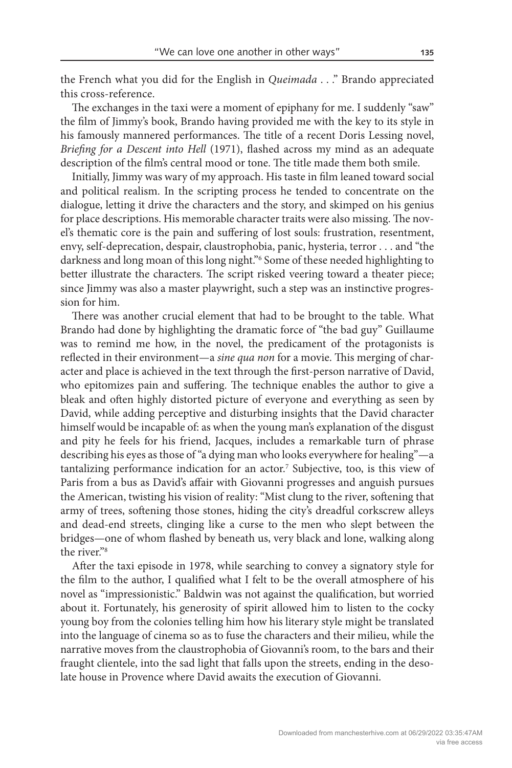the French what you did for the English in *Queimada* . . ." Brando appreciated this cross-reference.

The exchanges in the taxi were a moment of epiphany for me. I suddenly "saw" the film of Jimmy's book, Brando having provided me with the key to its style in his famously mannered performances. The title of a recent Doris Lessing novel, *Briefing for a Descent into Hell* (1971), flashed across my mind as an adequate description of the film's central mood or tone. The title made them both smile.

Initially, Jimmy was wary of my approach. His taste in film leaned toward social and political realism. In the scripting process he tended to concentrate on the dialogue, letting it drive the characters and the story, and skimped on his genius for place descriptions. His memorable character traits were also missing. The novel's thematic core is the pain and suffering of lost souls: frustration, resentment, envy, self-deprecation, despair, claustrophobia, panic, hysteria, terror . . . and "the darkness and long moan of this long night."[6] Some of these needed highlighting to better illustrate the characters. The script risked veering toward a theater piece; since Jimmy was also a master playwright, such a step was an instinctive progression for him.

There was another crucial element that had to be brought to the table. What Brando had done by highlighting the dramatic force of "the bad guy" Guillaume was to remind me how, in the novel, the predicament of the protagonists is reflected in their environment—a *sine qua non* for a movie. This merging of character and place is achieved in the text through the first-person narrative of David, who epitomizes pain and suffering. The technique enables the author to give a bleak and often highly distorted picture of everyone and everything as seen by David, while adding perceptive and disturbing insights that the David character himself would be incapable of: as when the young man's explanation of the disgust and pity he feels for his friend, Jacques, includes a remarkable turn of phrase describing his eyes as those of "a dying man who looks everywhere for healing"—a tantalizing performance indication for an actor.[7] Subjective, too, is this view of Paris from a bus as David's affair with Giovanni progresses and anguish pursues the American, twisting his vision of reality: "Mist clung to the river, softening that army of trees, softening those stones, hiding the city's dreadful corkscrew alleys and dead-end streets, clinging like a curse to the men who slept between the bridges—one of whom flashed by beneath us, very black and lone, walking along the river."[8]

After the taxi episode in 1978, while searching to convey a signatory style for the film to the author, I qualified what I felt to be the overall atmosphere of his novel as "impressionistic." Baldwin was not against the qualification, but worried about it. Fortunately, his generosity of spirit allowed him to listen to the cocky young boy from the colonies telling him how his literary style might be translated into the language of cinema so as to fuse the characters and their milieu, while the narrative moves from the claustrophobia of Giovanni's room, to the bars and their fraught clientele, into the sad light that falls upon the streets, ending in the desolate house in Provence where David awaits the execution of Giovanni.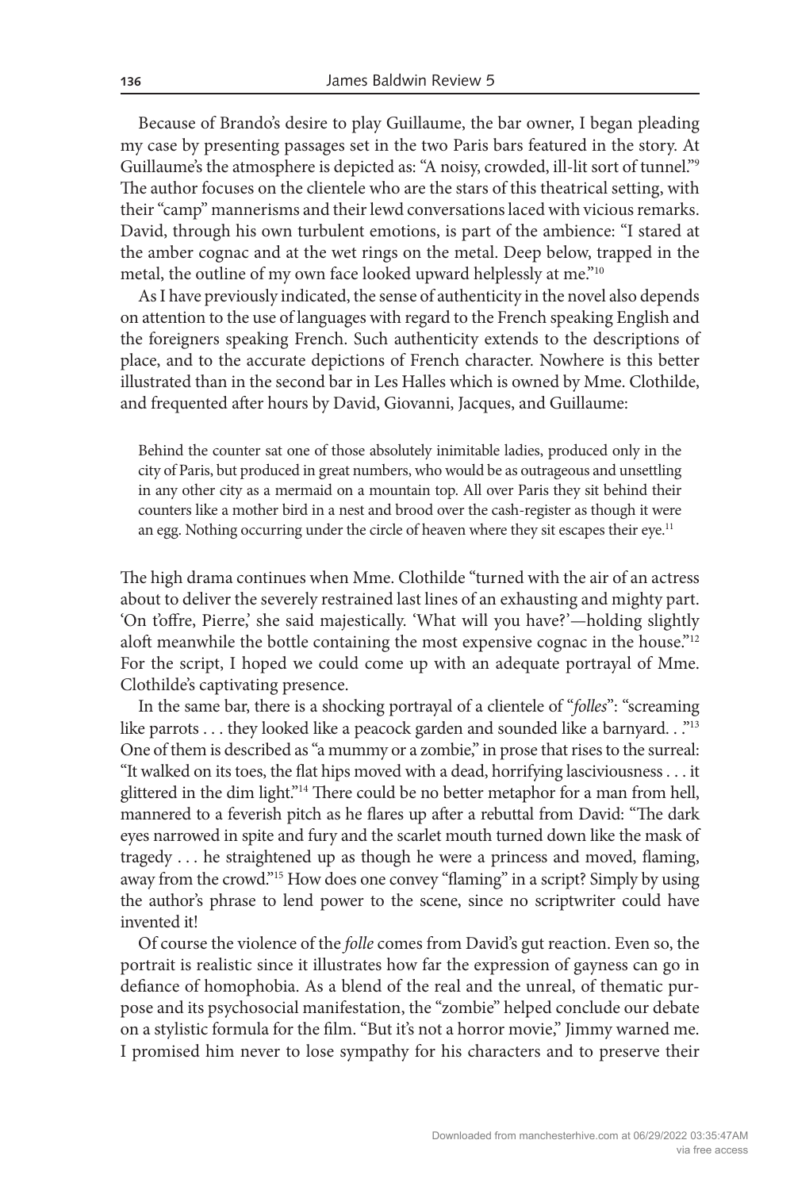Because of Brando's desire to play Guillaume, the bar owner, I began pleading my case by presenting passages set in the two Paris bars featured in the story. At Guillaume's the atmosphere is depicted as: "A noisy, crowded, ill-lit sort of tunnel."[9] The author focuses on the clientele who are the stars of this theatrical setting, with their "camp" mannerisms and their lewd conversations laced with vicious remarks. David, through his own turbulent emotions, is part of the ambience: "I stared at the amber cognac and at the wet rings on the metal. Deep below, trapped in the metal, the outline of my own face looked upward helplessly at me."[10]

As I have previously indicated, the sense of authenticity in the novel also depends on attention to the use of languages with regard to the French speaking English and the foreigners speaking French. Such authenticity extends to the descriptions of place, and to the accurate depictions of French character. Nowhere is this better illustrated than in the second bar in Les Halles which is owned by Mme. Clothilde, and frequented after hours by David, Giovanni, Jacques, and Guillaume:

> Behind the counter sat one of those absolutely inimitable ladies, produced only in the city of Paris, but produced in great numbers, who would be as outrageous and unsettling in any other city as a mermaid on a mountain top. All over Paris they sit behind their counters like a mother bird in a nest and brood over the cash-register as though it were an egg. Nothing occurring under the circle of heaven where they sit escapes their eye.[11]

The high drama continues when Mme. Clothilde "turned with the air of an actress about to deliver the severely restrained last lines of an exhausting and mighty part. 'On t'offre, Pierre,' she said majestically. 'What will you have?'—holding slightly aloft meanwhile the bottle containing the most expensive cognac in the house."[12] For the script, I hoped we could come up with an adequate portrayal of Mme. Clothilde's captivating presence.

In the same bar, there is a shocking portrayal of a clientele of "*folles*": "screaming like parrots . . . they looked like a peacock garden and sounded like a barnyard. . ."[13] One of them is described as "a mummy or a zombie," in prose that rises to the surreal: "It walked on its toes, the flat hips moved with a dead, horrifying lasciviousness . . . it glittered in the dim light."[14] There could be no better metaphor for a man from hell, mannered to a feverish pitch as he flares up after a rebuttal from David: "The dark eyes narrowed in spite and fury and the scarlet mouth turned down like the mask of tragedy . . . he straightened up as though he were a princess and moved, flaming, away from the crowd."[15] How does one convey "flaming" in a script? Simply by using the author's phrase to lend power to the scene, since no scriptwriter could have invented it!

Of course the violence of the *folle* comes from David's gut reaction. Even so, the portrait is realistic since it illustrates how far the expression of gayness can go in defiance of homophobia. As a blend of the real and the unreal, of thematic purpose and its psychosocial manifestation, the "zombie" helped conclude our debate on a stylistic formula for the film. "But it's not a horror movie," Jimmy warned me. I promised him never to lose sympathy for his characters and to preserve their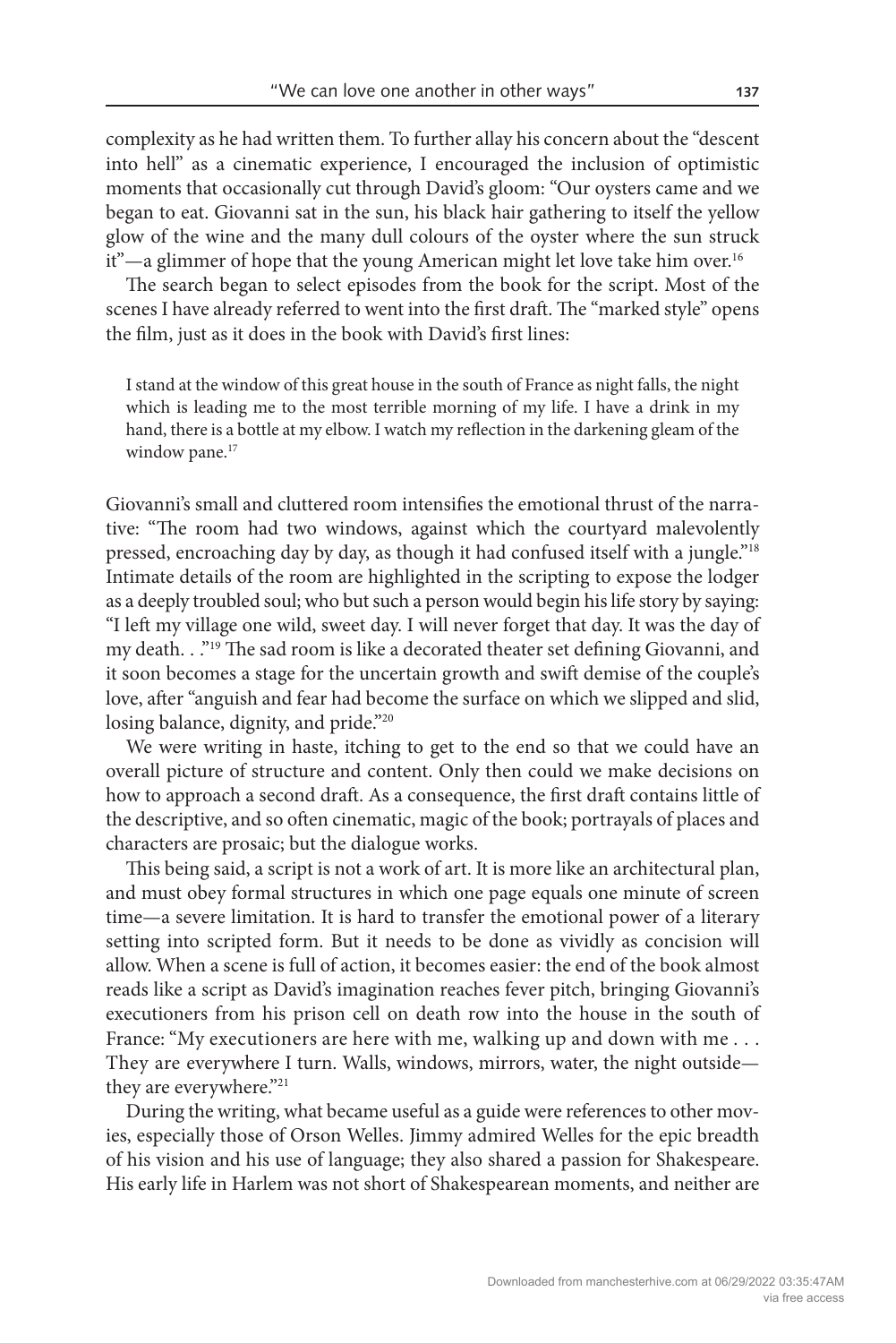complexity as he had written them. To further allay his concern about the "descent into hell" as a cinematic experience, I encouraged the inclusion of optimistic moments that occasionally cut through David's gloom: "Our oysters came and we began to eat. Giovanni sat in the sun, his black hair gathering to itself the yellow glow of the wine and the many dull colours of the oyster where the sun struck it"—a glimmer of hope that the young American might let love take him over.[16]

The search began to select episodes from the book for the script. Most of the scenes I have already referred to went into the first draft. The "marked style" opens the film, just as it does in the book with David's first lines:

> I stand at the window of this great house in the south of France as night falls, the night which is leading me to the most terrible morning of my life. I have a drink in my hand, there is a bottle at my elbow. I watch my reflection in the darkening gleam of the window pane.[17]

Giovanni's small and cluttered room intensifies the emotional thrust of the narrative: "The room had two windows, against which the courtyard malevolently pressed, encroaching day by day, as though it had confused itself with a jungle."[18] Intimate details of the room are highlighted in the scripting to expose the lodger as a deeply troubled soul; who but such a person would begin his life story by saying: "I left my village one wild, sweet day. I will never forget that day. It was the day of my death. . ."[19] The sad room is like a decorated theater set defining Giovanni, and it soon becomes a stage for the uncertain growth and swift demise of the couple's love, after "anguish and fear had become the surface on which we slipped and slid, losing balance, dignity, and pride."[20]

We were writing in haste, itching to get to the end so that we could have an overall picture of structure and content. Only then could we make decisions on how to approach a second draft. As a consequence, the first draft contains little of the descriptive, and so often cinematic, magic of the book; portrayals of places and characters are prosaic; but the dialogue works.

This being said, a script is not a work of art. It is more like an architectural plan, and must obey formal structures in which one page equals one minute of screen time—a severe limitation. It is hard to transfer the emotional power of a literary setting into scripted form. But it needs to be done as vividly as concision will allow. When a scene is full of action, it becomes easier: the end of the book almost reads like a script as David's imagination reaches fever pitch, bringing Giovanni's executioners from his prison cell on death row into the house in the south of France: "My executioners are here with me, walking up and down with me . . . They are everywhere I turn. Walls, windows, mirrors, water, the night outside—they are everywhere."[21]

During the writing, what became useful as a guide were references to other movies, especially those of Orson Welles. Jimmy admired Welles for the epic breadth of his vision and his use of language; they also shared a passion for Shakespeare. His early life in Harlem was not short of Shakespearean moments, and neither are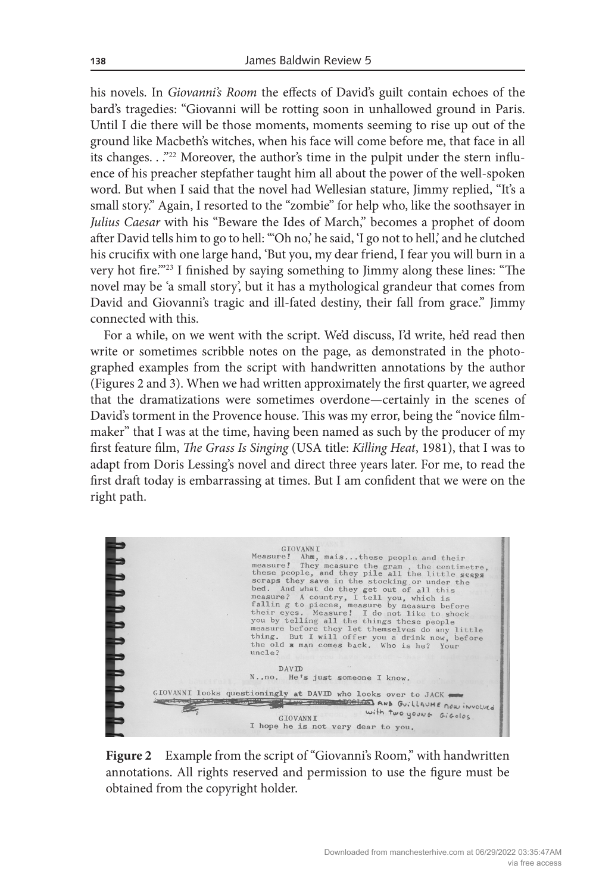his novels. In *Giovanni's Room* the effects of David's guilt contain echoes of the bard's tragedies: "Giovanni will be rotting soon in unhallowed ground in Paris. Until I die there will be those moments, moments seeming to rise up out of the ground like Macbeth's witches, when his face will come before me, that face in all its changes. . ."[22] Moreover, the author's time in the pulpit under the stern influence of his preacher stepfather taught him all about the power of the well-spoken word. But when I said that the novel had Wellesian stature, Jimmy replied, "It's a small story." Again, I resorted to the "zombie" for help who, like the soothsayer in *Julius Caesar* with his "Beware the Ides of March," becomes a prophet of doom after David tells him to go to hell: "'Oh no,' he said, 'I go not to hell,' and he clutched his crucifix with one large hand, 'But you, my dear friend, I fear you will burn in a very hot fire.'"[23] I finished by saying something to Jimmy along these lines: "The novel may be 'a small story', but it has a mythological grandeur that comes from David and Giovanni's tragic and ill-fated destiny, their fall from grace." Jimmy connected with this.

For a while, on we went with the script. We'd discuss, I'd write, he'd read then write or sometimes scribble notes on the page, as demonstrated in the photographed examples from the script with handwritten annotations by the author (Figures 2 and 3). When we had written approximately the first quarter, we agreed that the dramatizations were sometimes overdone—certainly in the scenes of David's torment in the Provence house. This was my error, being the "novice filmmaker" that I was at the time, having been named as such by the producer of my first feature film, *The Grass Is Singing* (USA title: *Killing Heat*, 1981), that I was to adapt from Doris Lessing's novel and direct three years later. For me, to read the first draft today is embarrassing at times. But I am confident that we were on the right path.

**Figure 2** Example from the script of "Giovanni's Room," with handwritten annotations. All rights reserved and permission to use the figure must be obtained from the copyright holder.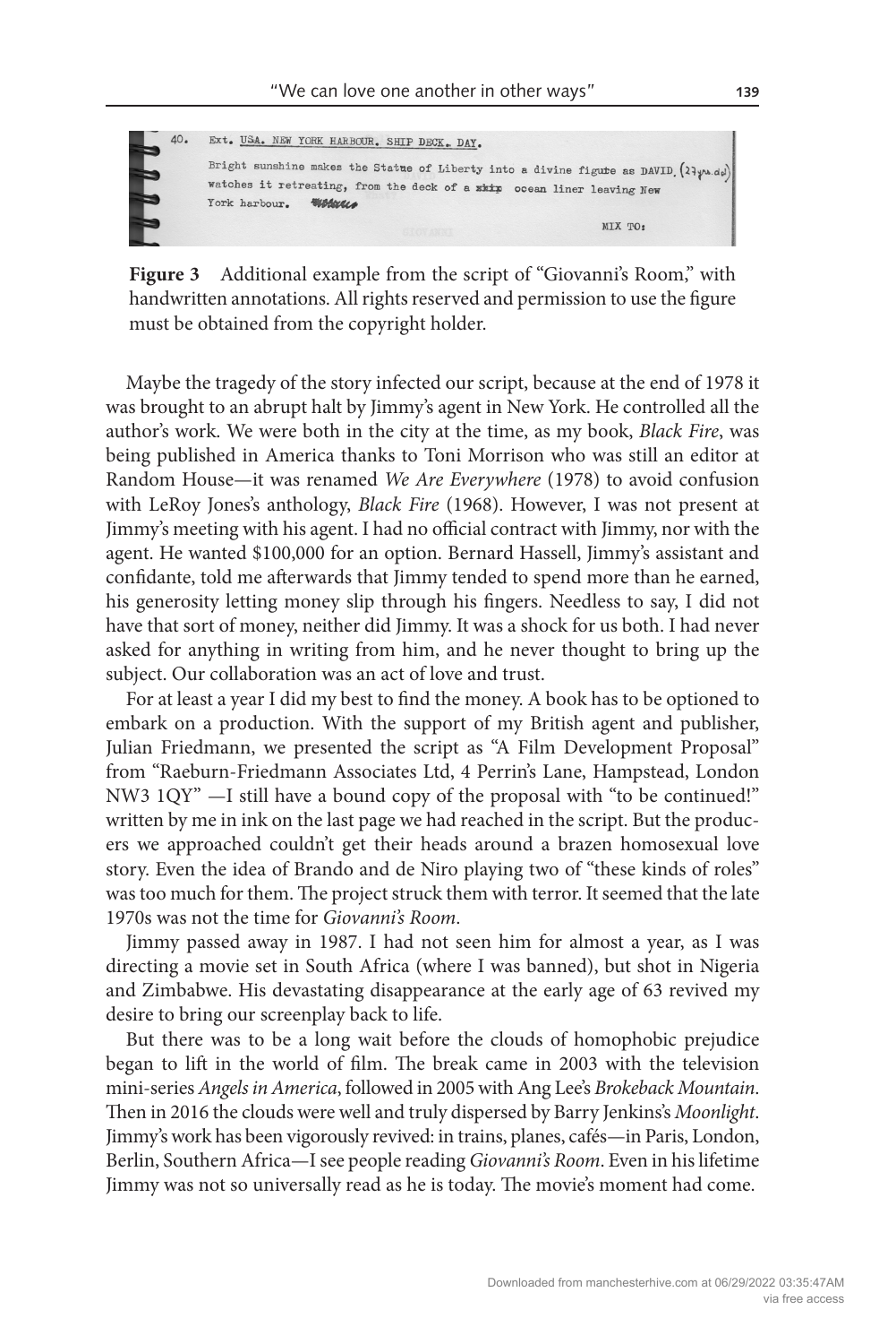40. Ext. USA. NEW YORK HARBOUR. SHIP DECK. DAY.

Bright sunshine makes the Statue of Liberty into a divine figure as DAVID (27 yrs. old) watches it retreating, from the deck of a ship ocean liner leaving New York harbour.

MIX TO:

**Figure 3** Additional example from the script of "Giovanni's Room," with handwritten annotations. All rights reserved and permission to use the figure must be obtained from the copyright holder.

Maybe the tragedy of the story infected our script, because at the end of 1978 it was brought to an abrupt halt by Jimmy's agent in New York. He controlled all the author's work. We were both in the city at the time, as my book, *Black Fire*, was being published in America thanks to Toni Morrison who was still an editor at Random House—it was renamed *We Are Everywhere* (1978) to avoid confusion with LeRoy Jones's anthology, *Black Fire* (1968). However, I was not present at Jimmy's meeting with his agent. I had no official contract with Jimmy, nor with the agent. He wanted $100,000 for an option. Bernard Hassell, Jimmy's assistant and confidante, told me afterwards that Jimmy tended to spend more than he earned, his generosity letting money slip through his fingers. Needless to say, I did not have that sort of money, neither did Jimmy. It was a shock for us both. I had never asked for anything in writing from him, and he never thought to bring up the subject. Our collaboration was an act of love and trust.

For at least a year I did my best to find the money. A book has to be optioned to embark on a production. With the support of my British agent and publisher, Julian Friedmann, we presented the script as "A Film Development Proposal" from "Raeburn-Friedmann Associates Ltd, 4 Perrin's Lane, Hampstead, London NW3 1QY" —I still have a bound copy of the proposal with "to be continued!" written by me in ink on the last page we had reached in the script. But the producers we approached couldn't get their heads around a brazen homosexual love story. Even the idea of Brando and de Niro playing two of "these kinds of roles" was too much for them. The project struck them with terror. It seemed that the late 1970s was not the time for *Giovanni's Room*.

Jimmy passed away in 1987. I had not seen him for almost a year, as I was directing a movie set in South Africa (where I was banned), but shot in Nigeria and Zimbabwe. His devastating disappearance at the early age of 63 revived my desire to bring our screenplay back to life.

But there was to be a long wait before the clouds of homophobic prejudice began to lift in the world of film. The break came in 2003 with the television mini-series *Angels in America*, followed in 2005 with Ang Lee's *Brokeback Mountain*. Then in 2016 the clouds were well and truly dispersed by Barry Jenkins's *Moonlight*. Jimmy's work has been vigorously revived: in trains, planes, cafés—in Paris, London, Berlin, Southern Africa—I see people reading *Giovanni's Room*. Even in his lifetime Jimmy was not so universally read as he is today. The movie's moment had come.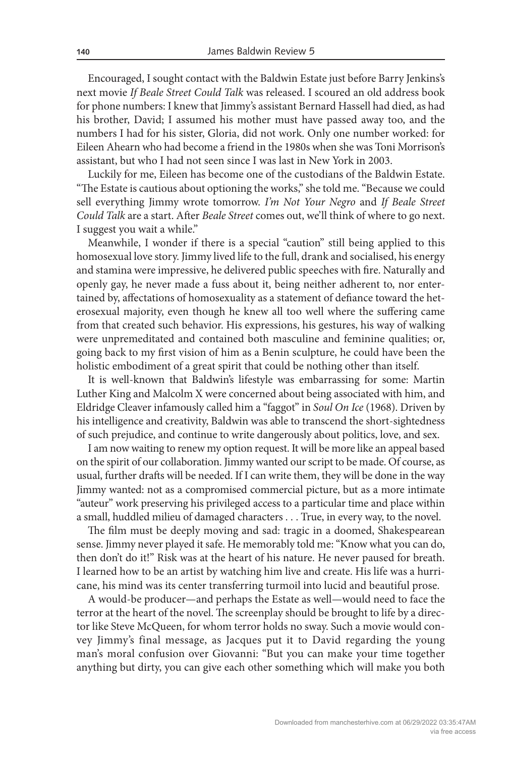Encouraged, I sought contact with the Baldwin Estate just before Barry Jenkins's next movie *If Beale Street Could Talk* was released. I scoured an old address book for phone numbers: I knew that Jimmy's assistant Bernard Hassell had died, as had his brother, David; I assumed his mother must have passed away too, and the numbers I had for his sister, Gloria, did not work. Only one number worked: for Eileen Ahearn who had become a friend in the 1980s when she was Toni Morrison's assistant, but who I had not seen since I was last in New York in 2003.

Luckily for me, Eileen has become one of the custodians of the Baldwin Estate. "The Estate is cautious about optioning the works," she told me. "Because we could sell everything Jimmy wrote tomorrow. *I'm Not Your Negro* and *If Beale Street Could Talk* are a start. After *Beale Street* comes out, we'll think of where to go next. I suggest you wait a while."

Meanwhile, I wonder if there is a special "caution" still being applied to this homosexual love story. Jimmy lived life to the full, drank and socialised, his energy and stamina were impressive, he delivered public speeches with fire. Naturally and openly gay, he never made a fuss about it, being neither adherent to, nor entertained by, affectations of homosexuality as a statement of defiance toward the heterosexual majority, even though he knew all too well where the suffering came from that created such behavior. His expressions, his gestures, his way of walking were unpremeditated and contained both masculine and feminine qualities; or, going back to my first vision of him as a Benin sculpture, he could have been the holistic embodiment of a great spirit that could be nothing other than itself.

It is well-known that Baldwin's lifestyle was embarrassing for some: Martin Luther King and Malcolm X were concerned about being associated with him, and Eldridge Cleaver infamously called him a "faggot" in *Soul On Ice* (1968). Driven by his intelligence and creativity, Baldwin was able to transcend the short-sightedness of such prejudice, and continue to write dangerously about politics, love, and sex.

I am now waiting to renew my option request. It will be more like an appeal based on the spirit of our collaboration. Jimmy wanted our script to be made. Of course, as usual, further drafts will be needed. If I can write them, they will be done in the way Jimmy wanted: not as a compromised commercial picture, but as a more intimate "auteur" work preserving his privileged access to a particular time and place within a small, huddled milieu of damaged characters . . . True, in every way, to the novel.

The film must be deeply moving and sad: tragic in a doomed, Shakespearean sense. Jimmy never played it safe. He memorably told me: "Know what you can do, then don't do it!" Risk was at the heart of his nature. He never paused for breath. I learned how to be an artist by watching him live and create. His life was a hurricane, his mind was its center transferring turmoil into lucid and beautiful prose.

A would-be producer—and perhaps the Estate as well—would need to face the terror at the heart of the novel. The screenplay should be brought to life by a director like Steve McQueen, for whom terror holds no sway. Such a movie would convey Jimmy's final message, as Jacques put it to David regarding the young man's moral confusion over Giovanni: "But you can make your time together anything but dirty, you can give each other something which will make you both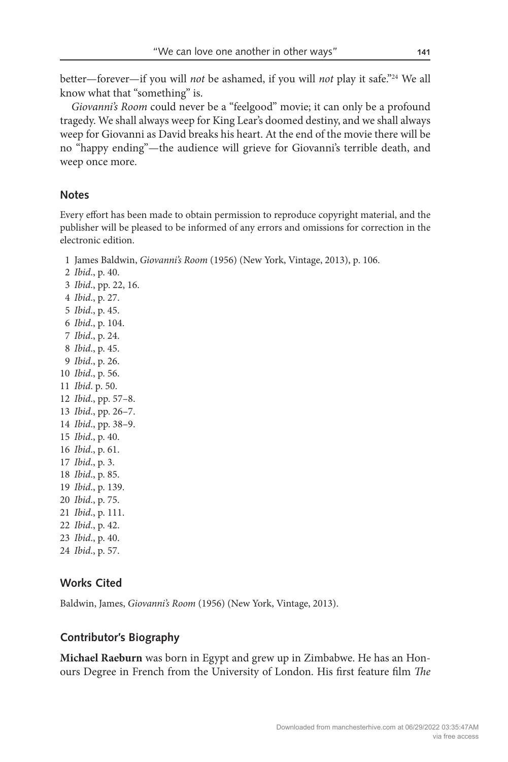better—forever—if you will *not* be ashamed, if you will *not* play it safe."[24] We all know what that "something" is.

*Giovanni's Room* could never be a "feelgood" movie; it can only be a profound tragedy. We shall always weep for King Lear's doomed destiny, and we shall always weep for Giovanni as David breaks his heart. At the end of the movie there will be no "happy ending"—the audience will grieve for Giovanni's terrible death, and weep once more.

## Notes

Every effort has been made to obtain permission to reproduce copyright material, and the publisher will be pleased to be informed of any errors and omissions for correction in the electronic edition.

1 James Baldwin, *Giovanni's Room* (1956) (New York, Vintage, 2013), p. 106.
2 *Ibid*., p. 40.
3 *Ibid*., pp. 22, 16.
4 *Ibid*., p. 27.
5 *Ibid*., p. 45.
6 *Ibid*., p. 104.
7 *Ibid*., p. 24.
8 *Ibid*., p. 45.
9 *Ibid*., p. 26.
10 *Ibid*., p. 56.
11 *Ibid*. p. 50.
12 *Ibid*., pp. 57–8.
13 *Ibid*., pp. 26–7.
14 *Ibid*., pp. 38–9.
15 *Ibid*., p. 40.
16 *Ibid*., p. 61.
17 *Ibid*., p. 3.
18 *Ibid*., p. 85.
19 *Ibid*., p. 139.
20 *Ibid*., p. 75.
21 *Ibid*., p. 111.
22 *Ibid*., p. 42.
23 *Ibid*., p. 40.
24 *Ibid*., p. 57.

## Works Cited

Baldwin, James, *Giovanni's Room* (1956) (New York, Vintage, 2013).

## Contributor's Biography

**Michael Raeburn** was born in Egypt and grew up in Zimbabwe. He has an Honours Degree in French from the University of London. His first feature film *The*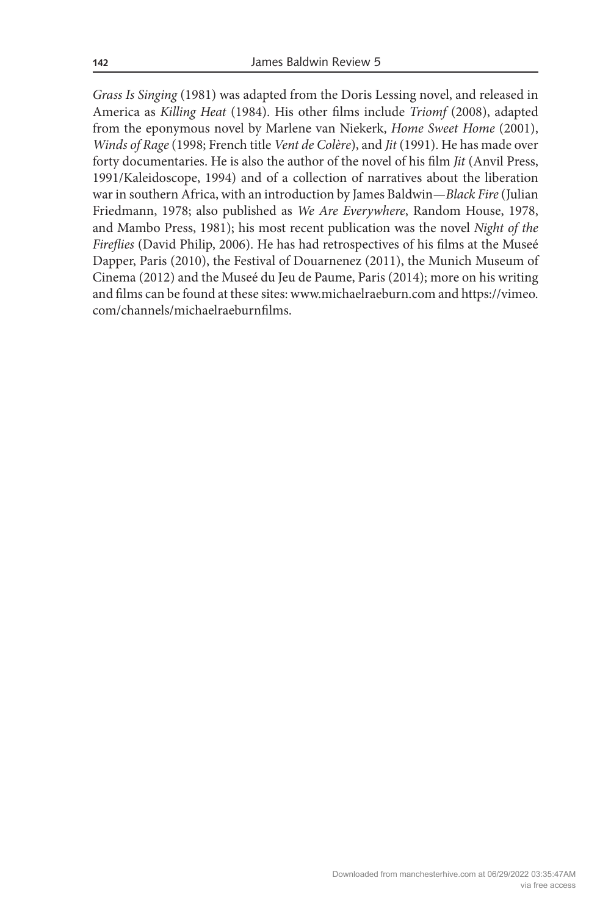*Grass Is Singing* (1981) was adapted from the Doris Lessing novel, and released in America as *Killing Heat* (1984). His other films include *Triomf* (2008), adapted from the eponymous novel by Marlene van Niekerk, *Home Sweet Home* (2001), *Winds of Rage* (1998; French title *Vent de Colère*), and *Jit* (1991). He has made over forty documentaries. He is also the author of the novel of his film *Jit* (Anvil Press, 1991/Kaleidoscope, 1994) and of a collection of narratives about the liberation war in southern Africa, with an introduction by James Baldwin—*Black Fire* (Julian Friedmann, 1978; also published as *We Are Everywhere*, Random House, 1978, and Mambo Press, 1981); his most recent publication was the novel *Night of the Fireflies* (David Philip, 2006). He has had retrospectives of his films at the Museé Dapper, Paris (2010), the Festival of Douarnenez (2011), the Munich Museum of Cinema (2012) and the Museé du Jeu de Paume, Paris (2014); more on his writing and films can be found at these sites: www.michaelraeburn.com and https://vimeo.com/channels/michaelraeburnfilms.